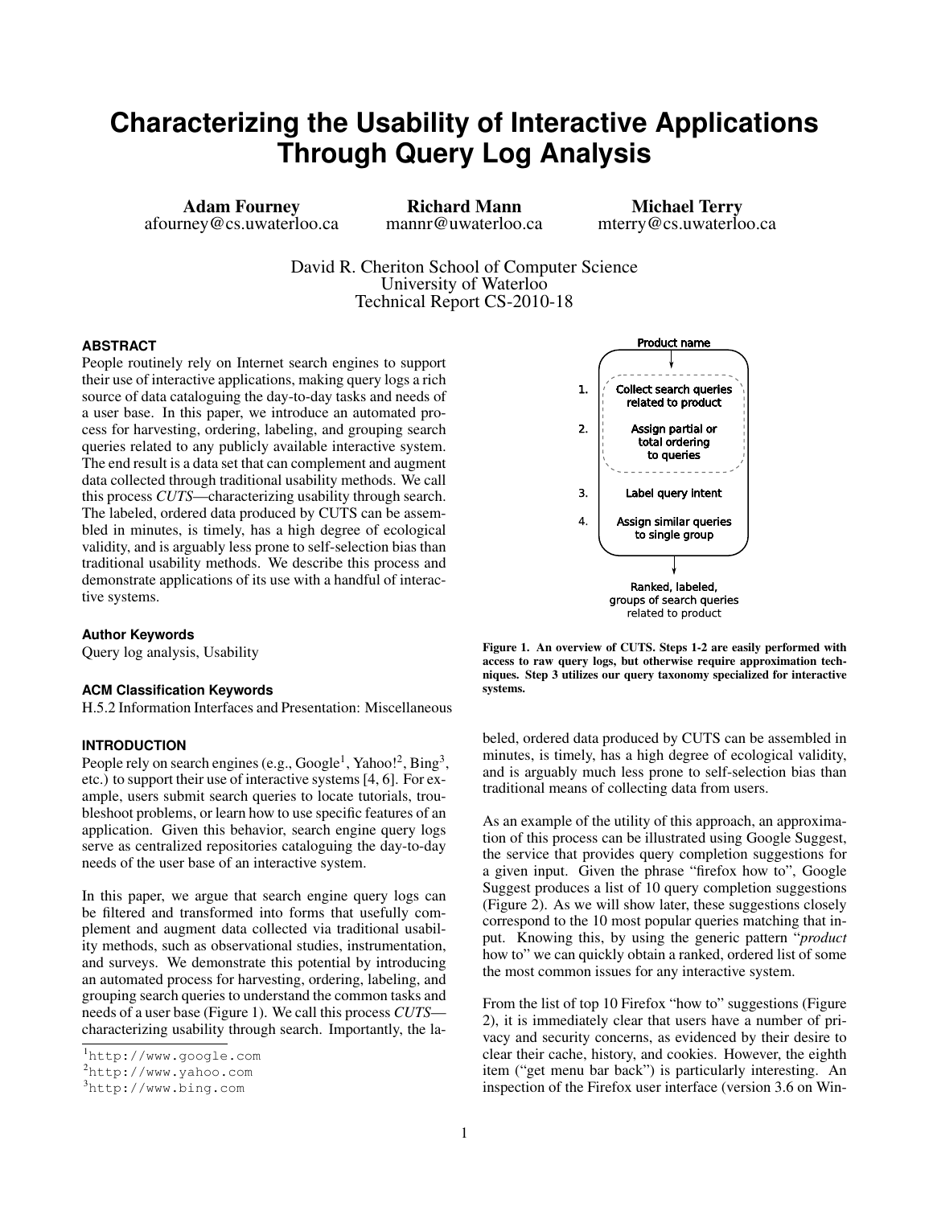# Characterizing the Usability of Interactive Applications Through Query Log Analysis

**Adam Fourney**
afourney@cs.uwaterloo.ca

**Richard Mann**
mannr@uwaterloo.ca

**Michael Terry**
mterry@cs.uwaterloo.ca

David R. Cheriton School of Computer Science
University of Waterloo
Technical Report CS-2010-18

### ABSTRACT

People routinely rely on Internet search engines to support their use of interactive applications, making query logs a rich source of data cataloguing the day-to-day tasks and needs of a user base. In this paper, we introduce an automated process for harvesting, ordering, labeling, and grouping search queries related to any publicly available interactive system. The end result is a data set that can complement and augment data collected through traditional usability methods. We call this process *CUTS*—characterizing usability through search. The labeled, ordered data produced by CUTS can be assembled in minutes, is timely, has a high degree of ecological validity, and is arguably less prone to self-selection bias than traditional usability methods. We describe this process and demonstrate applications of its use with a handful of interactive systems.

### Author Keywords

Query log analysis, Usability

### ACM Classification Keywords

H.5.2 Information Interfaces and Presentation: Miscellaneous

### INTRODUCTION

People rely on search engines (e.g., Google[1], Yahoo![2], Bing[3], etc.) to support their use of interactive systems [4, 6]. For example, users submit search queries to locate tutorials, troubleshoot problems, or learn how to use specific features of an application. Given this behavior, search engine query logs serve as centralized repositories cataloguing the day-to-day needs of the user base of an interactive system.

In this paper, we argue that search engine query logs can be filtered and transformed into forms that usefully complement and augment data collected via traditional usability methods, such as observational studies, instrumentation, and surveys. We demonstrate this potential by introducing an automated process for harvesting, ordering, labeling, and grouping search queries to understand the common tasks and needs of a user base (Figure 1). We call this process *CUTS*—characterizing usability through search. Importantly, the labeled, ordered data produced by CUTS can be assembled in minutes, is timely, has a high degree of ecological validity, and is arguably much less prone to self-selection bias than traditional means of collecting data from users.

Product name

1. Collect search queries related to product
2. Assign partial or total ordering to queries
3. Label query intent
4. Assign similar queries to single group

Ranked, labeled, groups of search queries related to product

**Figure 1. An overview of CUTS. Steps 1-2 are easily performed with access to raw query logs, but otherwise require approximation techniques. Step 3 utilizes our query taxonomy specialized for interactive systems.**

As an example of the utility of this approach, an approximation of this process can be illustrated using Google Suggest, the service that provides query completion suggestions for a given input. Given the phrase "firefox how to", Google Suggest produces a list of 10 query completion suggestions (Figure 2). As we will show later, these suggestions closely correspond to the 10 most popular queries matching that input. Knowing this, by using the generic pattern "*product* how to" we can quickly obtain a ranked, ordered list of some the most common issues for any interactive system.

From the list of top 10 Firefox "how to" suggestions (Figure 2), it is immediately clear that users have a number of privacy and security concerns, as evidenced by their desire to clear their cache, history, and cookies. However, the eighth item ("get menu bar back") is particularly interesting. An inspection of the Firefox user interface (version 3.6 on Win-

[1] http://www.google.com
[2] http://www.yahoo.com
[3] http://www.bing.com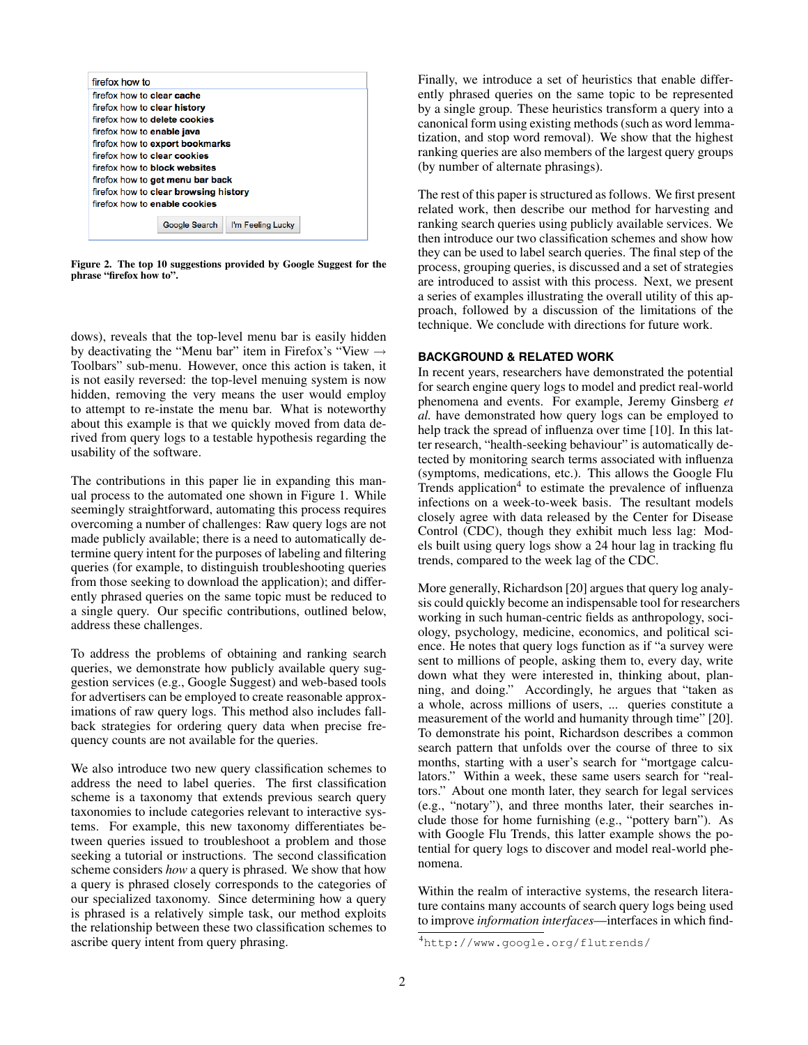firefox how to
firefox how to **clear cache**
firefox how to **clear history**
firefox how to **delete cookies**
firefox how to **enable java**
firefox how to **export bookmarks**
firefox how to **clear cookies**
firefox how to **block websites**
firefox how to **get menu bar back**
firefox how to **clear browsing history**
firefox how to **enable cookies**

Google Search | I'm Feeling Lucky

**Figure 2. The top 10 suggestions provided by Google Suggest for the phrase "firefox how to".**

dows), reveals that the top-level menu bar is easily hidden by deactivating the "Menu bar" item in Firefox's "View → Toolbars" sub-menu. However, once this action is taken, it is not easily reversed: the top-level menuing system is now hidden, removing the very means the user would employ to attempt to re-instate the menu bar. What is noteworthy about this example is that we quickly moved from data derived from query logs to a testable hypothesis regarding the usability of the software.

The contributions in this paper lie in expanding this manual process to the automated one shown in Figure 1. While seemingly straightforward, automating this process requires overcoming a number of challenges: Raw query logs are not made publicly available; there is a need to automatically determine query intent for the purposes of labeling and filtering queries (for example, to distinguish troubleshooting queries from those seeking to download the application); and differently phrased queries on the same topic must be reduced to a single query. Our specific contributions, outlined below, address these challenges.

To address the problems of obtaining and ranking search queries, we demonstrate how publicly available query suggestion services (e.g., Google Suggest) and web-based tools for advertisers can be employed to create reasonable approximations of raw query logs. This method also includes fallback strategies for ordering query data when precise frequency counts are not available for the queries.

We also introduce two new query classification schemes to address the need to label queries. The first classification scheme is a taxonomy that extends previous search query taxonomies to include categories relevant to interactive systems. For example, this new taxonomy differentiates between queries issued to troubleshoot a problem and those seeking a tutorial or instructions. The second classification scheme considers *how* a query is phrased. We show that how a query is phrased closely corresponds to the categories of our specialized taxonomy. Since determining how a query is phrased is a relatively simple task, our method exploits the relationship between these two classification schemes to ascribe query intent from query phrasing.

Finally, we introduce a set of heuristics that enable differently phrased queries on the same topic to be represented by a single group. These heuristics transform a query into a canonical form using existing methods (such as word lemmatization, and stop word removal). We show that the highest ranking queries are also members of the largest query groups (by number of alternate phrasings).

The rest of this paper is structured as follows. We first present related work, then describe our method for harvesting and ranking search queries using publicly available services. We then introduce our two classification schemes and show how they can be used to label search queries. The final step of the process, grouping queries, is discussed and a set of strategies are introduced to assist with this process. Next, we present a series of examples illustrating the overall utility of this approach, followed by a discussion of the limitations of the technique. We conclude with directions for future work.

## BACKGROUND & RELATED WORK

In recent years, researchers have demonstrated the potential for search engine query logs to model and predict real-world phenomena and events. For example, Jeremy Ginsberg *et al.* have demonstrated how query logs can be employed to help track the spread of influenza over time [10]. In this latter research, "health-seeking behaviour" is automatically detected by monitoring search terms associated with influenza (symptoms, medications, etc.). This allows the Google Flu Trends application[4] to estimate the prevalence of influenza infections on a week-to-week basis. The resultant models closely agree with data released by the Center for Disease Control (CDC), though they exhibit much less lag: Models built using query logs show a 24 hour lag in tracking flu trends, compared to the week lag of the CDC.

More generally, Richardson [20] argues that query log analysis could quickly become an indispensable tool for researchers working in such human-centric fields as anthropology, sociology, psychology, medicine, economics, and political science. He notes that query logs function as if "a survey were sent to millions of people, asking them to, every day, write down what they were interested in, thinking about, planning, and doing." Accordingly, he argues that "taken as a whole, across millions of users, ... queries constitute a measurement of the world and humanity through time" [20]. To demonstrate his point, Richardson describes a common search pattern that unfolds over the course of three to six months, starting with a user's search for "mortgage calculators." Within a week, these same users search for "realtors." About one month later, they search for legal services (e.g., "notary"), and three months later, their searches include those for home furnishing (e.g., "pottery barn"). As with Google Flu Trends, this latter example shows the potential for query logs to discover and model real-world phenomena.

Within the realm of interactive systems, the research literature contains many accounts of search query logs being used to improve *information interfaces*—interfaces in which find-

[4] http://www.google.org/flutrends/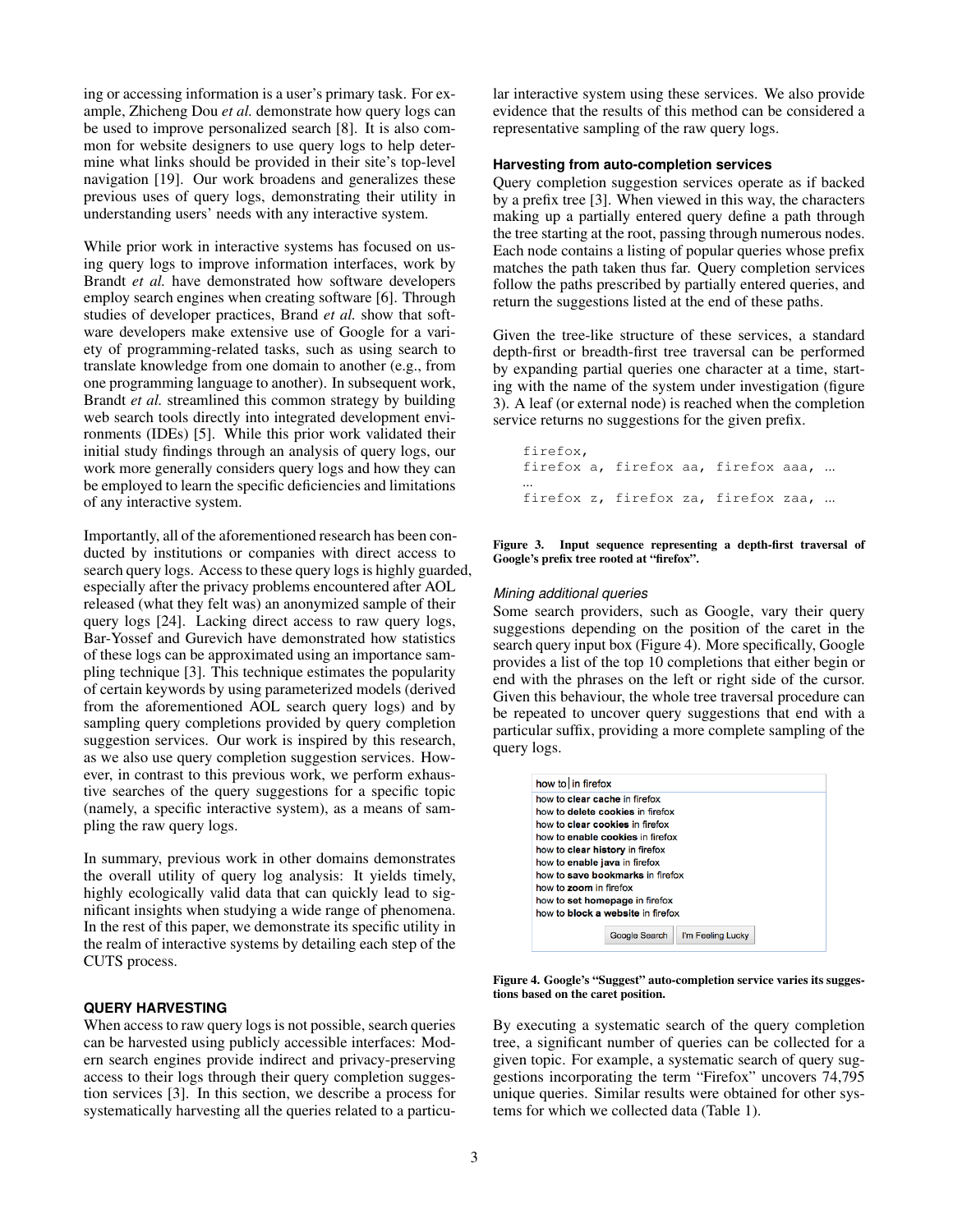ing or accessing information is a user's primary task. For example, Zhicheng Dou *et al.* demonstrate how query logs can be used to improve personalized search [8]. It is also common for website designers to use query logs to help determine what links should be provided in their site's top-level navigation [19]. Our work broadens and generalizes these previous uses of query logs, demonstrating their utility in understanding users' needs with any interactive system.

While prior work in interactive systems has focused on using query logs to improve information interfaces, work by Brandt *et al.* have demonstrated how software developers employ search engines when creating software [6]. Through studies of developer practices, Brand *et al.* show that software developers make extensive use of Google for a variety of programming-related tasks, such as using search to translate knowledge from one domain to another (e.g., from one programming language to another). In subsequent work, Brandt *et al.* streamlined this common strategy by building web search tools directly into integrated development environments (IDEs) [5]. While this prior work validated their initial study findings through an analysis of query logs, our work more generally considers query logs and how they can be employed to learn the specific deficiencies and limitations of any interactive system.

Importantly, all of the aforementioned research has been conducted by institutions or companies with direct access to search query logs. Access to these query logs is highly guarded, especially after the privacy problems encountered after AOL released (what they felt was) an anonymized sample of their query logs [24]. Lacking direct access to raw query logs, Bar-Yossef and Gurevich have demonstrated how statistics of these logs can be approximated using an importance sampling technique [3]. This technique estimates the popularity of certain keywords by using parameterized models (derived from the aforementioned AOL search query logs) and by sampling query completions provided by query completion suggestion services. Our work is inspired by this research, as we also use query completion suggestion services. However, in contrast to this previous work, we perform exhaustive searches of the query suggestions for a specific topic (namely, a specific interactive system), as a means of sampling the raw query logs.

In summary, previous work in other domains demonstrates the overall utility of query log analysis: It yields timely, highly ecologically valid data that can quickly lead to significant insights when studying a wide range of phenomena. In the rest of this paper, we demonstrate its specific utility in the realm of interactive systems by detailing each step of the CUTS process.

## QUERY HARVESTING

When access to raw query logs is not possible, search queries can be harvested using publicly accessible interfaces: Modern search engines provide indirect and privacy-preserving access to their logs through their query completion suggestion services [3]. In this section, we describe a process for systematically harvesting all the queries related to a particular interactive system using these services. We also provide evidence that the results of this method can be considered a representative sampling of the raw query logs.

### Harvesting from auto-completion services

Query completion suggestion services operate as if backed by a prefix tree [3]. When viewed in this way, the characters making up a partially entered query define a path through the tree starting at the root, passing through numerous nodes. Each node contains a listing of popular queries whose prefix matches the path taken thus far. Query completion services follow the paths prescribed by partially entered queries, and return the suggestions listed at the end of these paths.

Given the tree-like structure of these services, a standard depth-first or breadth-first tree traversal can be performed by expanding partial queries one character at a time, starting with the name of the system under investigation (figure 3). A leaf (or external node) is reached when the completion service returns no suggestions for the given prefix.

```
firefox,
firefox a, firefox aa, firefox aaa, …
…
firefox z, firefox za, firefox zaa, …
```

**Figure 3. Input sequence representing a depth-first traversal of Google's prefix tree rooted at "firefox".**

#### *Mining additional queries*

Some search providers, such as Google, vary their query suggestions depending on the position of the caret in the search query input box (Figure 4). More specifically, Google provides a list of the top 10 completions that either begin or end with the phrases on the left or right side of the cursor. Given this behaviour, the whole tree traversal procedure can be repeated to uncover query suggestions that end with a particular suffix, providing a more complete sampling of the query logs.

how to| in firefox
how to **clear cache** in firefox
how to **delete cookies** in firefox
how to **clear cookies** in firefox
how to **enable cookies** in firefox
how to **clear history** in firefox
how to **enable java** in firefox
how to **save bookmarks** in firefox
how to **zoom** in firefox
how to **set homepage** in firefox
how to **block a website** in firefox
Google Search | I'm Feeling Lucky

**Figure 4. Google's "Suggest" auto-completion service varies its suggestions based on the caret position.**

By executing a systematic search of the query completion tree, a significant number of queries can be collected for a given topic. For example, a systematic search of query suggestions incorporating the term "Firefox" uncovers 74,795 unique queries. Similar results were obtained for other systems for which we collected data (Table 1).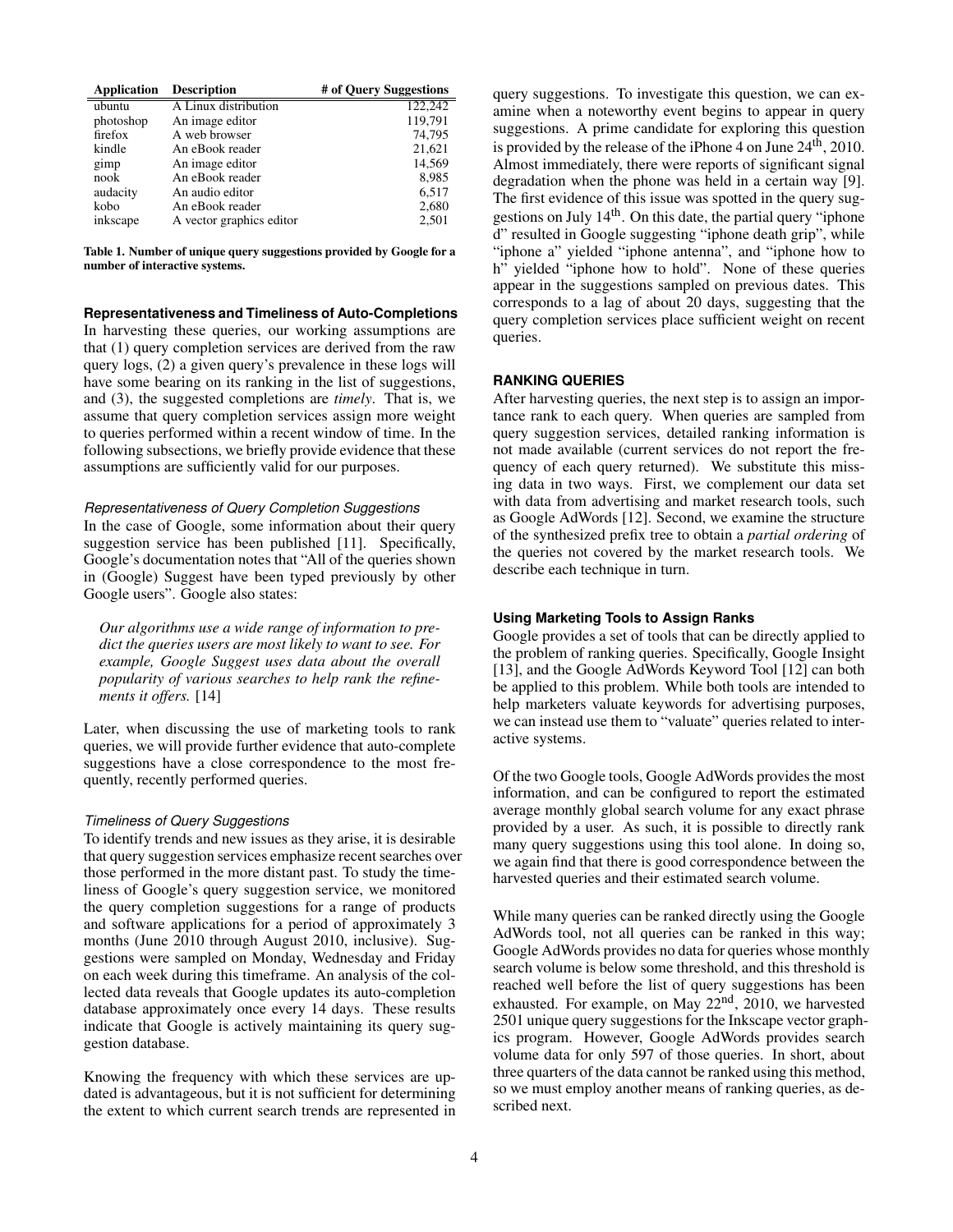| Application | Description | # of Query Suggestions |
|---|---|---|
| ubuntu | A Linux distribution | 122,242 |
| photoshop | An image editor | 119,791 |
| firefox | A web browser | 74,795 |
| kindle | An eBook reader | 21,621 |
| gimp | An image editor | 14,569 |
| nook | An eBook reader | 8,985 |
| audacity | An audio editor | 6,517 |
| kobo | An eBook reader | 2,680 |
| inkscape | A vector graphics editor | 2,501 |

**Table 1. Number of unique query suggestions provided by Google for a number of interactive systems.**

### Representativeness and Timeliness of Auto-Completions

In harvesting these queries, our working assumptions are that (1) query completion services are derived from the raw query logs, (2) a given query's prevalence in these logs will have some bearing on its ranking in the list of suggestions, and (3), the suggested completions are *timely*. That is, we assume that query completion services assign more weight to queries performed within a recent window of time. In the following subsections, we briefly provide evidence that these assumptions are sufficiently valid for our purposes.

#### *Representativeness of Query Completion Suggestions*

In the case of Google, some information about their query suggestion service has been published [11]. Specifically, Google's documentation notes that "All of the queries shown in (Google) Suggest have been typed previously by other Google users". Google also states:

> *Our algorithms use a wide range of information to predict the queries users are most likely to want to see. For example, Google Suggest uses data about the overall popularity of various searches to help rank the refinements it offers.* [14]

Later, when discussing the use of marketing tools to rank queries, we will provide further evidence that auto-complete suggestions have a close correspondence to the most frequently, recently performed queries.

#### *Timeliness of Query Suggestions*

To identify trends and new issues as they arise, it is desirable that query suggestion services emphasize recent searches over those performed in the more distant past. To study the timeliness of Google's query suggestion service, we monitored the query completion suggestions for a range of products and software applications for a period of approximately 3 months (June 2010 through August 2010, inclusive). Suggestions were sampled on Monday, Wednesday and Friday on each week during this timeframe. An analysis of the collected data reveals that Google updates its auto-completion database approximately once every 14 days. These results indicate that Google is actively maintaining its query suggestion database.

Knowing the frequency with which these services are updated is advantageous, but it is not sufficient for determining the extent to which current search trends are represented in query suggestions. To investigate this question, we can examine when a noteworthy event begins to appear in query suggestions. A prime candidate for exploring this question is provided by the release of the iPhone 4 on June 24th, 2010. Almost immediately, there were reports of significant signal degradation when the phone was held in a certain way [9]. The first evidence of this issue was spotted in the query suggestions on July 14th. On this date, the partial query "iphone d" resulted in Google suggesting "iphone death grip", while "iphone a" yielded "iphone antenna", and "iphone how to h" yielded "iphone how to hold". None of these queries appear in the suggestions sampled on previous dates. This corresponds to a lag of about 20 days, suggesting that the query completion services place sufficient weight on recent queries.

## RANKING QUERIES

After harvesting queries, the next step is to assign an importance rank to each query. When queries are sampled from query suggestion services, detailed ranking information is not made available (current services do not report the frequency of each query returned). We substitute this missing data in two ways. First, we complement our data set with data from advertising and market research tools, such as Google AdWords [12]. Second, we examine the structure of the synthesized prefix tree to obtain a *partial ordering* of the queries not covered by the market research tools. We describe each technique in turn.

### Using Marketing Tools to Assign Ranks

Google provides a set of tools that can be directly applied to the problem of ranking queries. Specifically, Google Insight [13], and the Google AdWords Keyword Tool [12] can both be applied to this problem. While both tools are intended to help marketers valuate keywords for advertising purposes, we can instead use them to "valuate" queries related to interactive systems.

Of the two Google tools, Google AdWords provides the most information, and can be configured to report the estimated average monthly global search volume for any exact phrase provided by a user. As such, it is possible to directly rank many query suggestions using this tool alone. In doing so, we again find that there is good correspondence between the harvested queries and their estimated search volume.

While many queries can be ranked directly using the Google AdWords tool, not all queries can be ranked in this way; Google AdWords provides no data for queries whose monthly search volume is below some threshold, and this threshold is reached well before the list of query suggestions has been exhausted. For example, on May 22nd, 2010, we harvested 2501 unique query suggestions for the Inkscape vector graphics program. However, Google AdWords provides search volume data for only 597 of those queries. In short, about three quarters of the data cannot be ranked using this method, so we must employ another means of ranking queries, as described next.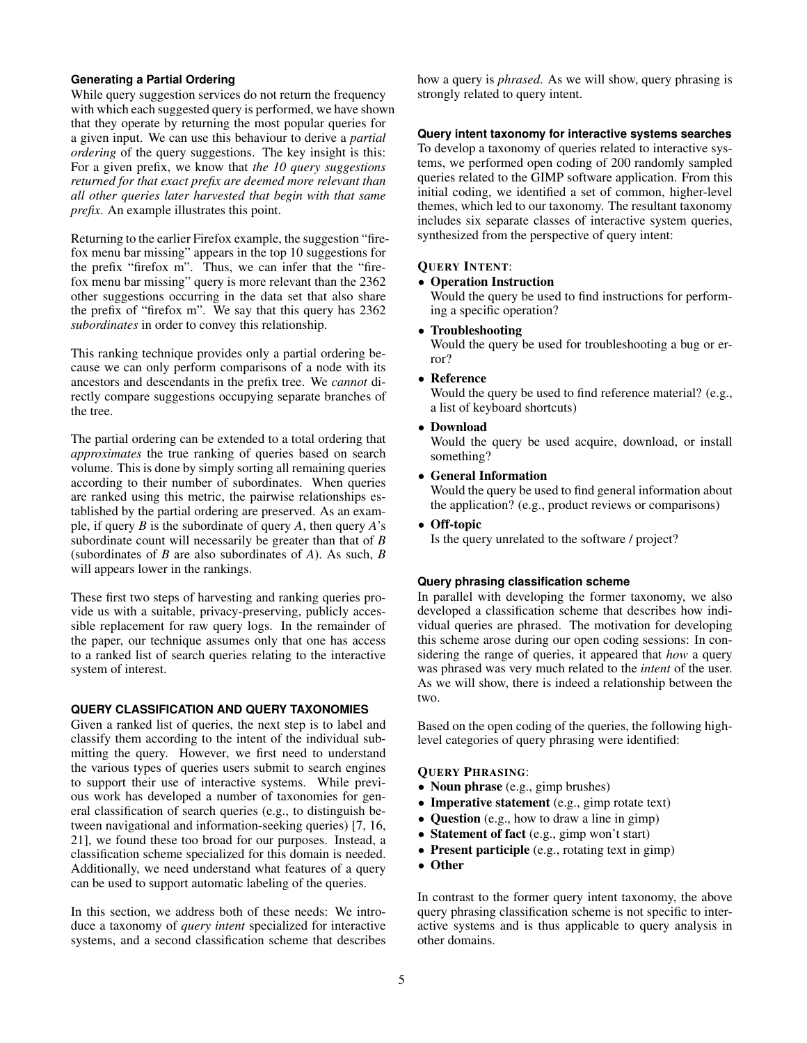### Generating a Partial Ordering

While query suggestion services do not return the frequency with which each suggested query is performed, we have shown that they operate by returning the most popular queries for a given input. We can use this behaviour to derive a *partial ordering* of the query suggestions. The key insight is this: For a given prefix, we know that *the 10 query suggestions returned for that exact prefix are deemed more relevant than all other queries later harvested that begin with that same prefix*. An example illustrates this point.

Returning to the earlier Firefox example, the suggestion "firefox menu bar missing" appears in the top 10 suggestions for the prefix "firefox m". Thus, we can infer that the "firefox menu bar missing" query is more relevant than the 2362 other suggestions occurring in the data set that also share the prefix of "firefox m". We say that this query has 2362 *subordinates* in order to convey this relationship.

This ranking technique provides only a partial ordering because we can only perform comparisons of a node with its ancestors and descendants in the prefix tree. We *cannot* directly compare suggestions occupying separate branches of the tree.

The partial ordering can be extended to a total ordering that *approximates* the true ranking of queries based on search volume. This is done by simply sorting all remaining queries according to their number of subordinates. When queries are ranked using this metric, the pairwise relationships established by the partial ordering are preserved. As an example, if query $B$ is the subordinate of query $A$, then query $A$'s subordinate count will necessarily be greater than that of $B$ (subordinates of $B$ are also subordinates of $A$). As such, $B$ will appears lower in the rankings.

These first two steps of harvesting and ranking queries provide us with a suitable, privacy-preserving, publicly accessible replacement for raw query logs. In the remainder of the paper, our technique assumes only that one has access to a ranked list of search queries relating to the interactive system of interest.

## QUERY CLASSIFICATION AND QUERY TAXONOMIES

Given a ranked list of queries, the next step is to label and classify them according to the intent of the individual submitting the query. However, we first need to understand the various types of queries users submit to search engines to support their use of interactive systems. While previous work has developed a number of taxonomies for general classification of search queries (e.g., to distinguish between navigational and information-seeking queries) [7, 16, 21], we found these too broad for our purposes. Instead, a classification scheme specialized for this domain is needed. Additionally, we need understand what features of a query can be used to support automatic labeling of the queries.

In this section, we address both of these needs: We introduce a taxonomy of *query intent* specialized for interactive systems, and a second classification scheme that describes how a query is *phrased*. As we will show, query phrasing is strongly related to query intent.

### Query intent taxonomy for interactive systems searches

To develop a taxonomy of queries related to interactive systems, we performed open coding of 200 randomly sampled queries related to the GIMP software application. From this initial coding, we identified a set of common, higher-level themes, which led to our taxonomy. The resultant taxonomy includes six separate classes of interactive system queries, synthesized from the perspective of query intent:

QUERY INTENT:

- **Operation Instruction**
  Would the query be used to find instructions for performing a specific operation?
- **Troubleshooting**
  Would the query be used for troubleshooting a bug or error?
- **Reference**
  Would the query be used to find reference material? (e.g., a list of keyboard shortcuts)
- **Download**
  Would the query be used acquire, download, or install something?
- **General Information**
  Would the query be used to find general information about the application? (e.g., product reviews or comparisons)
- **Off-topic**
  Is the query unrelated to the software / project?

### Query phrasing classification scheme

In parallel with developing the former taxonomy, we also developed a classification scheme that describes how individual queries are phrased. The motivation for developing this scheme arose during our open coding sessions: In considering the range of queries, it appeared that *how* a query was phrased was very much related to the *intent* of the user. As we will show, there is indeed a relationship between the two.

Based on the open coding of the queries, the following high-level categories of query phrasing were identified:

QUERY PHRASING:

- **Noun phrase** (e.g., gimp brushes)
- **Imperative statement** (e.g., gimp rotate text)
- **Question** (e.g., how to draw a line in gimp)
- **Statement of fact** (e.g., gimp won't start)
- **Present participle** (e.g., rotating text in gimp)
- **Other**

In contrast to the former query intent taxonomy, the above query phrasing classification scheme is not specific to interactive systems and is thus applicable to query analysis in other domains.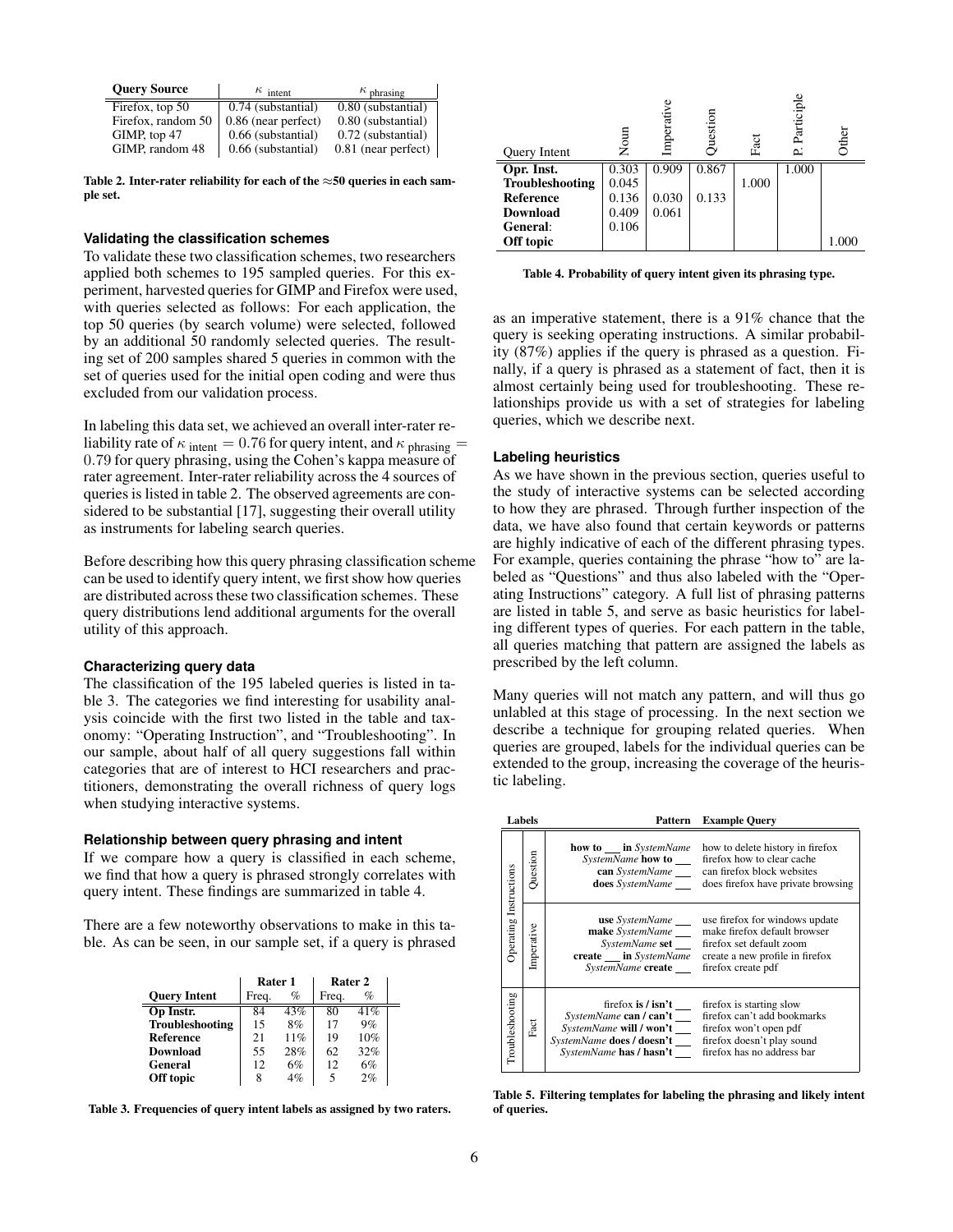| Query Source | $\kappa_{\text{intent}}$ | $\kappa_{\text{phrasing}}$ |
|---|---|---|
| Firefox, top 50 | 0.74 (substantial) | 0.80 (substantial) |
| Firefox, random 50 | 0.86 (near perfect) | 0.80 (substantial) |
| GIMP, top 47 | 0.66 (substantial) | 0.72 (substantial) |
| GIMP, random 48 | 0.66 (substantial) | 0.81 (near perfect) |

**Table 2. Inter-rater reliability for each of the ≈50 queries in each sample set.**

### Validating the classification schemes

To validate these two classification schemes, two researchers applied both schemes to 195 sampled queries. For this experiment, harvested queries for GIMP and Firefox were used, with queries selected as follows: For each application, the top 50 queries (by search volume) were selected, followed by an additional 50 randomly selected queries. The resulting set of 200 samples shared 5 queries in common with the set of queries used for the initial open coding and were thus excluded from our validation process.

In labeling this data set, we achieved an overall inter-rater reliability rate of $\kappa_{\text{intent}} = 0.76$ for query intent, and $\kappa_{\text{phrasing}} = 0.79$ for query phrasing, using the Cohen's kappa measure of rater agreement. Inter-rater reliability across the 4 sources of queries is listed in table 2. The observed agreements are considered to be substantial [17], suggesting their overall utility as instruments for labeling search queries.

Before describing how this query phrasing classification scheme can be used to identify query intent, we first show how queries are distributed across these two classification schemes. These query distributions lend additional arguments for the overall utility of this approach.

### Characterizing query data

The classification of the 195 labeled queries is listed in table 3. The categories we find interesting for usability analysis coincide with the first two listed in the table and taxonomy: "Operating Instruction", and "Troubleshooting". In our sample, about half of all query suggestions fall within categories that are of interest to HCI researchers and practitioners, demonstrating the overall richness of query logs when studying interactive systems.

### Relationship between query phrasing and intent

If we compare how a query is classified in each scheme, we find that how a query is phrased strongly correlates with query intent. These findings are summarized in table 4.

There are a few noteworthy observations to make in this table. As can be seen, in our sample set, if a query is phrased as an imperative statement, there is a 91% chance that the query is seeking operating instructions. A similar probability (87%) applies if the query is phrased as a question. Finally, if a query is phrased as a statement of fact, then it is almost certainly being used for troubleshooting. These relationships provide us with a set of strategies for labeling queries, which we describe next.

| | Rater 1 | | Rater 2 | |
|---|---|---|---|---|
| **Query Intent** | Freq. | % | Freq. | % |
| **Op Instr.** | 84 | 43% | 80 | 41% |
| **Troubleshooting** | 15 | 8% | 17 | 9% |
| **Reference** | 21 | 11% | 19 | 10% |
| **Download** | 55 | 28% | 62 | 32% |
| **General** | 12 | 6% | 12 | 6% |
| **Off topic** | 8 | 4% | 5 | 2% |

**Table 3. Frequencies of query intent labels as assigned by two raters.**

| Query Intent | Noun | Imperative | Question | Fact | P. Participle | Other |
|---|---|---|---|---|---|---|
| **Opr. Inst.** | 0.303 | 0.909 | 0.867 | | 1.000 | |
| **Troubleshooting** | 0.045 | | | 1.000 | | |
| **Reference** | 0.136 | 0.030 | 0.133 | | | |
| **Download** | 0.409 | 0.061 | | | | |
| **General:** | 0.106 | | | | | |
| **Off topic** | | | | | | 1.000 |

**Table 4. Probability of query intent given its phrasing type.**

### Labeling heuristics

As we have shown in the previous section, queries useful to the study of interactive systems can be selected according to how they are phrased. Through further inspection of the data, we have also found that certain keywords or patterns are highly indicative of each of the different phrasing types. For example, queries containing the phrase "how to" are labeled as "Questions" and thus also labeled with the "Operating Instructions" category. A full list of phrasing patterns are listed in table 5, and serve as basic heuristics for labeling different types of queries. For each pattern in the table, all queries matching that pattern are assigned the labels as prescribed by the left column.

Many queries will not match any pattern, and will thus go unlabled at this stage of processing. In the next section we describe a technique for grouping related queries. When queries are grouped, labels for the individual queries can be extended to the group, increasing the coverage of the heuristic labeling.

| Labels | | Pattern | Example Query |
|---|---|---|---|
| Operating Instructions | Question | **how to** ___ **in** *SystemName* | how to delete history in firefox |
| | | *SystemName* **how to** ___ | firefox how to clear cache |
| | | **can** *SystemName* ___ | can firefox block websites |
| | | **does** *SystemName* ___ | does firefox have private browsing |
| | Imperative | **use** *SystemName* ___ | use firefox for windows update |
| | | **make** *SystemName* ___ | make firefox default browser |
| | | *SystemName* **set** ___ | firefox set default zoom |
| | | **create** ___ **in** *SystemName* | create a new profile in firefox |
| | | *SystemName* **create** ___ | firefox create pdf |
| Troubleshooting | Fact | firefox **is / isn't** ___ | firefox is starting slow |
| | | *SystemName* **can / can't** ___ | firefox can't add bookmarks |
| | | *SystemName* **will / won't** ___ | firefox won't open pdf |
| | | *SystemName* **does / doesn't** ___ | firefox doesn't play sound |
| | | *SystemName* **has / hasn't** ___ | firefox has no address bar |

**Table 5. Filtering templates for labeling the phrasing and likely intent of queries.**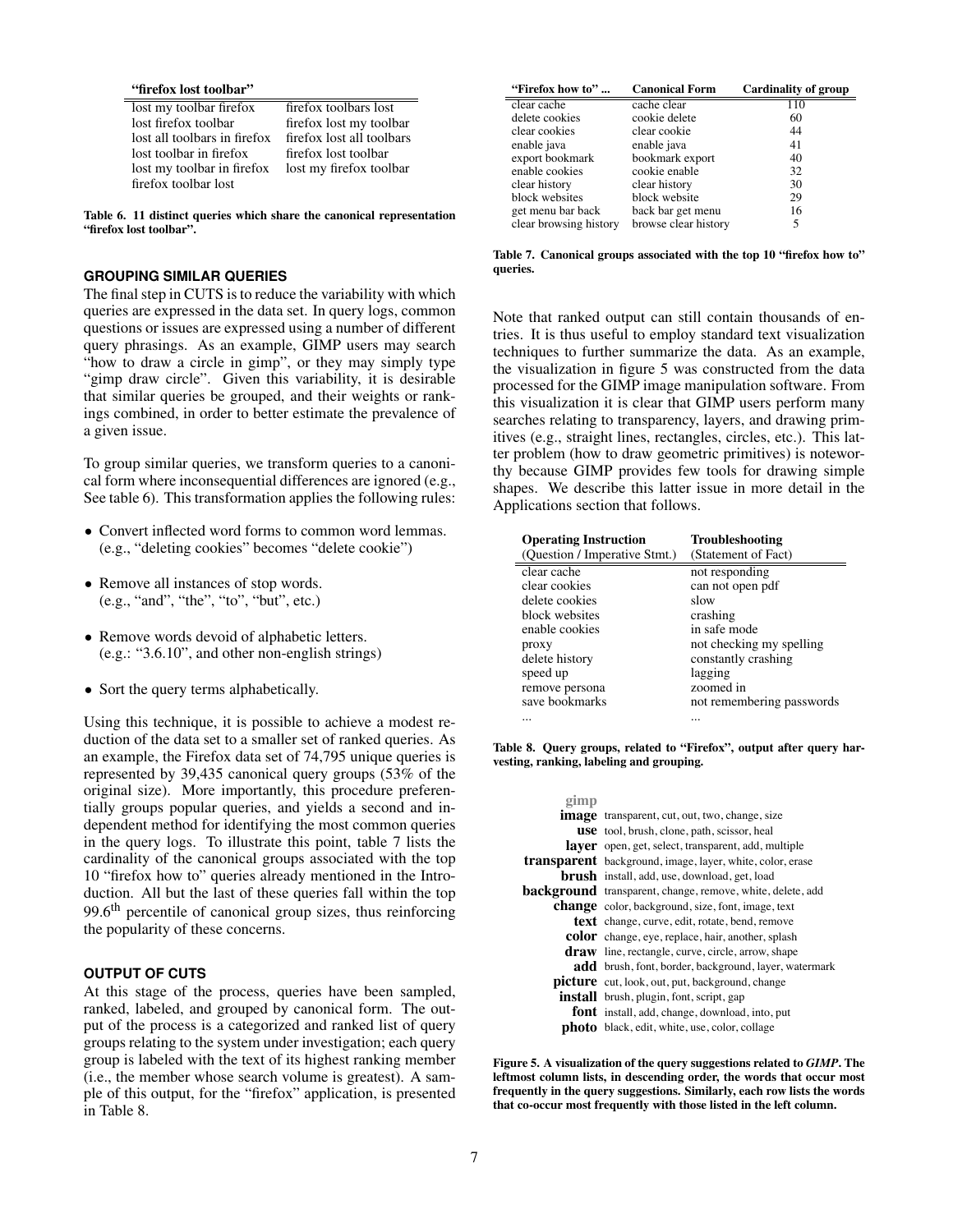| "firefox lost toolbar" | |
|---|---|
| lost my toolbar firefox | firefox toolbars lost |
| lost firefox toolbar | firefox lost my toolbar |
| lost all toolbars in firefox | firefox lost all toolbars |
| lost toolbar in firefox | firefox lost toolbar |
| lost my toolbar in firefox | lost my firefox toolbar |
| firefox toolbar lost | |

**Table 6. 11 distinct queries which share the canonical representation "firefox lost toolbar".**

### GROUPING SIMILAR QUERIES

The final step in CUTS is to reduce the variability with which queries are expressed in the data set. In query logs, common questions or issues are expressed using a number of different query phrasings. As an example, GIMP users may search "how to draw a circle in gimp", or they may simply type "gimp draw circle". Given this variability, it is desirable that similar queries be grouped, and their weights or rankings combined, in order to better estimate the prevalence of a given issue.

To group similar queries, we transform queries to a canonical form where inconsequential differences are ignored (e.g., See table 6). This transformation applies the following rules:

- Convert inflected word forms to common word lemmas. (e.g., "deleting cookies" becomes "delete cookie")
- Remove all instances of stop words. (e.g., "and", "the", "to", "but", etc.)
- Remove words devoid of alphabetic letters. (e.g.: "3.6.10", and other non-english strings)
- Sort the query terms alphabetically.

Using this technique, it is possible to achieve a modest reduction of the data set to a smaller set of ranked queries. As an example, the Firefox data set of 74,795 unique queries is represented by 39,435 canonical query groups (53% of the original size). More importantly, this procedure preferentially groups popular queries, and yields a second and independent method for identifying the most common queries in the query logs. To illustrate this point, table 7 lists the cardinality of the canonical groups associated with the top 10 "firefox how to" queries already mentioned in the Introduction. All but the last of these queries fall within the top 99.6[th] percentile of canonical group sizes, thus reinforcing the popularity of these concerns.

### OUTPUT OF CUTS

At this stage of the process, queries have been sampled, ranked, labeled, and grouped by canonical form. The output of the process is a categorized and ranked list of query groups relating to the system under investigation; each query group is labeled with the text of its highest ranking member (i.e., the member whose search volume is greatest). A sample of this output, for the "firefox" application, is presented in Table 8.

| "Firefox how to" ... | Canonical Form | Cardinality of group |
|---|---|---|
| clear cache | cache clear | 110 |
| delete cookies | cookie delete | 60 |
| clear cookies | clear cookie | 44 |
| enable java | enable java | 41 |
| export bookmark | bookmark export | 40 |
| enable cookies | cookie enable | 32 |
| clear history | clear history | 30 |
| block websites | block website | 29 |
| get menu bar back | back bar get menu | 16 |
| clear browsing history | browse clear history | 5 |

**Table 7. Canonical groups associated with the top 10 "firefox how to" queries.**

Note that ranked output can still contain thousands of entries. It is thus useful to employ standard text visualization techniques to further summarize the data. As an example, the visualization in figure 5 was constructed from the data processed for the GIMP image manipulation software. From this visualization it is clear that GIMP users perform many searches relating to transparency, layers, and drawing primitives (e.g., straight lines, rectangles, circles, etc.). This latter problem (how to draw geometric primitives) is noteworthy because GIMP provides few tools for drawing simple shapes. We describe this latter issue in more detail in the Applications section that follows.

| Operating Instruction (Question / Imperative Stmt.) | Troubleshooting (Statement of Fact) |
|---|---|
| clear cache | not responding |
| clear cookies | can not open pdf |
| delete cookies | slow |
| block websites | crashing |
| enable cookies | in safe mode |
| proxy | not checking my spelling |
| delete history | constantly crashing |
| speed up | lagging |
| remove persona | zoomed in |
| save bookmarks | not remembering passwords |
| ... | ... |

**Table 8. Query groups, related to "Firefox", output after query harvesting, ranking, labeling and grouping.**

| gimp | |
|---|---|
| **image** | transparent, cut, out, two, change, size |
| **use** | tool, brush, clone, path, scissor, heal |
| **layer** | open, get, select, transparent, add, multiple |
| **transparent** | background, image, layer, white, color, erase |
| **brush** | install, add, use, download, get, load |
| **background** | transparent, change, remove, white, delete, add |
| **change** | color, background, size, font, image, text |
| **text** | change, curve, edit, rotate, bend, remove |
| **color** | change, eye, replace, hair, another, splash |
| **draw** | line, rectangle, curve, circle, arrow, shape |
| **add** | brush, font, border, background, layer, watermark |
| **picture** | cut, look, out, put, background, change |
| **install** | brush, plugin, font, script, gap |
| **font** | install, add, change, download, into, put |
| **photo** | black, edit, white, use, color, collage |

**Figure 5. A visualization of the query suggestions related to *GIMP*. The leftmost column lists, in descending order, the words that occur most frequently in the query suggestions. Similarly, each row lists the words that co-occur most frequently with those listed in the left column.**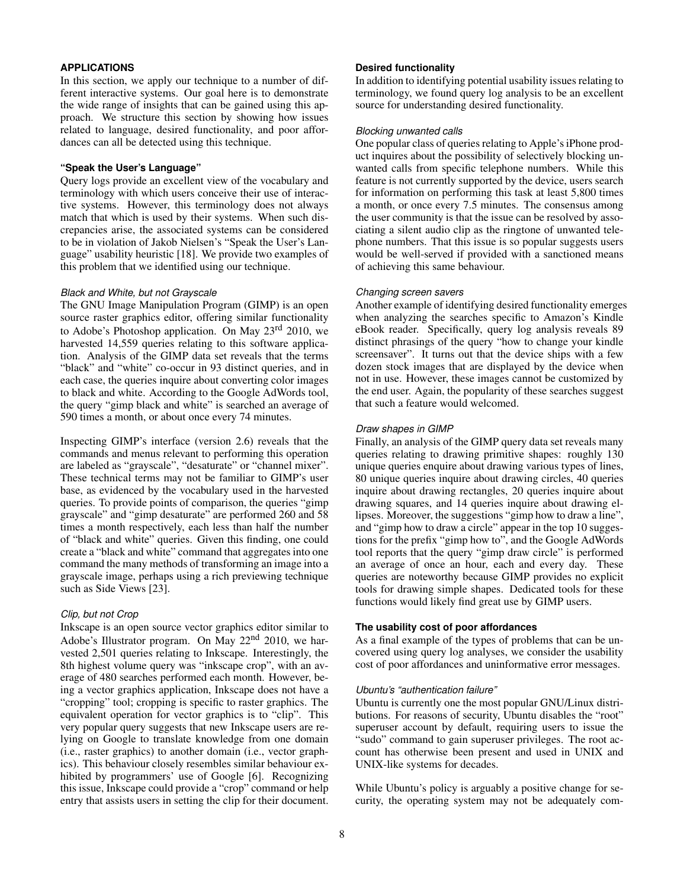## APPLICATIONS

In this section, we apply our technique to a number of different interactive systems. Our goal here is to demonstrate the wide range of insights that can be gained using this approach. We structure this section by showing how issues related to language, desired functionality, and poor affordances can all be detected using this technique.

### "Speak the User's Language"

Query logs provide an excellent view of the vocabulary and terminology with which users conceive their use of interactive systems. However, this terminology does not always match that which is used by their systems. When such discrepancies arise, the associated systems can be considered to be in violation of Jakob Nielsen's "Speak the User's Language" usability heuristic [18]. We provide two examples of this problem that we identified using our technique.

#### *Black and White, but not Grayscale*

The GNU Image Manipulation Program (GIMP) is an open source raster graphics editor, offering similar functionality to Adobe's Photoshop application. On May 23rd 2010, we harvested 14,559 queries relating to this software application. Analysis of the GIMP data set reveals that the terms "black" and "white" co-occur in 93 distinct queries, and in each case, the queries inquire about converting color images to black and white. According to the Google AdWords tool, the query "gimp black and white" is searched an average of 590 times a month, or about once every 74 minutes.

Inspecting GIMP's interface (version 2.6) reveals that the commands and menus relevant to performing this operation are labeled as "grayscale", "desaturate" or "channel mixer". These technical terms may not be familiar to GIMP's user base, as evidenced by the vocabulary used in the harvested queries. To provide points of comparison, the queries "gimp grayscale" and "gimp desaturate" are performed 260 and 58 times a month respectively, each less than half the number of "black and white" queries. Given this finding, one could create a "black and white" command that aggregates into one command the many methods of transforming an image into a grayscale image, perhaps using a rich previewing technique such as Side Views [23].

#### *Clip, but not Crop*

Inkscape is an open source vector graphics editor similar to Adobe's Illustrator program. On May 22nd 2010, we harvested 2,501 queries relating to Inkscape. Interestingly, the 8th highest volume query was "inkscape crop", with an average of 480 searches performed each month. However, being a vector graphics application, Inkscape does not have a "cropping" tool; cropping is specific to raster graphics. The equivalent operation for vector graphics is to "clip". This very popular query suggests that new Inkscape users are relying on Google to translate knowledge from one domain (i.e., raster graphics) to another domain (i.e., vector graphics). This behaviour closely resembles similar behaviour exhibited by programmers' use of Google [6]. Recognizing this issue, Inkscape could provide a "crop" command or help entry that assists users in setting the clip for their document.

### Desired functionality

In addition to identifying potential usability issues relating to terminology, we found query log analysis to be an excellent source for understanding desired functionality.

#### *Blocking unwanted calls*

One popular class of queries relating to Apple's iPhone product inquires about the possibility of selectively blocking unwanted calls from specific telephone numbers. While this feature is not currently supported by the device, users search for information on performing this task at least 5,800 times a month, or once every 7.5 minutes. The consensus among the user community is that the issue can be resolved by associating a silent audio clip as the ringtone of unwanted telephone numbers. That this issue is so popular suggests users would be well-served if provided with a sanctioned means of achieving this same behaviour.

#### *Changing screen savers*

Another example of identifying desired functionality emerges when analyzing the searches specific to Amazon's Kindle eBook reader. Specifically, query log analysis reveals 89 distinct phrasings of the query "how to change your kindle screensaver". It turns out that the device ships with a few dozen stock images that are displayed by the device when not in use. However, these images cannot be customized by the end user. Again, the popularity of these searches suggest that such a feature would welcomed.

#### *Draw shapes in GIMP*

Finally, an analysis of the GIMP query data set reveals many queries relating to drawing primitive shapes: roughly 130 unique queries enquire about drawing various types of lines, 80 unique queries inquire about drawing circles, 40 queries inquire about drawing rectangles, 20 queries inquire about drawing squares, and 14 queries inquire about drawing ellipses. Moreover, the suggestions "gimp how to draw a line", and "gimp how to draw a circle" appear in the top 10 suggestions for the prefix "gimp how to", and the Google AdWords tool reports that the query "gimp draw circle" is performed an average of once an hour, each and every day. These queries are noteworthy because GIMP provides no explicit tools for drawing simple shapes. Dedicated tools for these functions would likely find great use by GIMP users.

### The usability cost of poor affordances

As a final example of the types of problems that can be uncovered using query log analyses, we consider the usability cost of poor affordances and uninformative error messages.

#### *Ubuntu's "authentication failure"*

Ubuntu is currently one the most popular GNU/Linux distributions. For reasons of security, Ubuntu disables the "root" superuser account by default, requiring users to issue the "sudo" command to gain superuser privileges. The root account has otherwise been present and used in UNIX and UNIX-like systems for decades.

While Ubuntu's policy is arguably a positive change for security, the operating system may not be adequately com-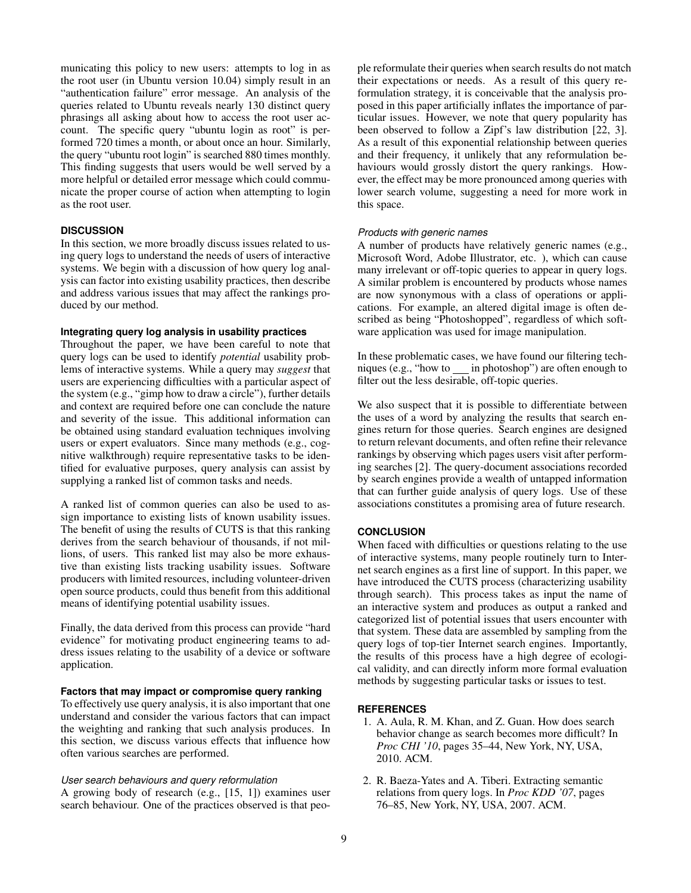municating this policy to new users: attempts to log in as the root user (in Ubuntu version 10.04) simply result in an "authentication failure" error message. An analysis of the queries related to Ubuntu reveals nearly 130 distinct query phrasings all asking about how to access the root user account. The specific query "ubuntu login as root" is performed 720 times a month, or about once an hour. Similarly, the query "ubuntu root login" is searched 880 times monthly. This finding suggests that users would be well served by a more helpful or detailed error message which could communicate the proper course of action when attempting to login as the root user.

## DISCUSSION

In this section, we more broadly discuss issues related to using query logs to understand the needs of users of interactive systems. We begin with a discussion of how query log analysis can factor into existing usability practices, then describe and address various issues that may affect the rankings produced by our method.

### Integrating query log analysis in usability practices

Throughout the paper, we have been careful to note that query logs can be used to identify *potential* usability problems of interactive systems. While a query may *suggest* that users are experiencing difficulties with a particular aspect of the system (e.g., "gimp how to draw a circle"), further details and context are required before one can conclude the nature and severity of the issue. This additional information can be obtained using standard evaluation techniques involving users or expert evaluators. Since many methods (e.g., cognitive walkthrough) require representative tasks to be identified for evaluative purposes, query analysis can assist by supplying a ranked list of common tasks and needs.

A ranked list of common queries can also be used to assign importance to existing lists of known usability issues. The benefit of using the results of CUTS is that this ranking derives from the search behaviour of thousands, if not millions, of users. This ranked list may also be more exhaustive than existing lists tracking usability issues. Software producers with limited resources, including volunteer-driven open source products, could thus benefit from this additional means of identifying potential usability issues.

Finally, the data derived from this process can provide "hard evidence" for motivating product engineering teams to address issues relating to the usability of a device or software application.

### Factors that may impact or compromise query ranking

To effectively use query analysis, it is also important that one understand and consider the various factors that can impact the weighting and ranking that such analysis produces. In this section, we discuss various effects that influence how often various searches are performed.

#### *User search behaviours and query reformulation*

A growing body of research (e.g., [15, 1]) examines user search behaviour. One of the practices observed is that people reformulate their queries when search results do not match their expectations or needs. As a result of this query reformulation strategy, it is conceivable that the analysis proposed in this paper artificially inflates the importance of particular issues. However, we note that query popularity has been observed to follow a Zipf's law distribution [22, 3]. As a result of this exponential relationship between queries and their frequency, it unlikely that any reformulation behaviours would grossly distort the query rankings. However, the effect may be more pronounced among queries with lower search volume, suggesting a need for more work in this space.

#### *Products with generic names*

A number of products have relatively generic names (e.g., Microsoft Word, Adobe Illustrator, etc. ), which can cause many irrelevant or off-topic queries to appear in query logs. A similar problem is encountered by products whose names are now synonymous with a class of operations or applications. For example, an altered digital image is often described as being "Photoshopped", regardless of which software application was used for image manipulation.

In these problematic cases, we have found our filtering techniques (e.g., "how to ___ in photoshop") are often enough to filter out the less desirable, off-topic queries.

We also suspect that it is possible to differentiate between the uses of a word by analyzing the results that search engines return for those queries. Search engines are designed to return relevant documents, and often refine their relevance rankings by observing which pages users visit after performing searches [2]. The query-document associations recorded by search engines provide a wealth of untapped information that can further guide analysis of query logs. Use of these associations constitutes a promising area of future research.

## CONCLUSION

When faced with difficulties or questions relating to the use of interactive systems, many people routinely turn to Internet search engines as a first line of support. In this paper, we have introduced the CUTS process (characterizing usability through search). This process takes as input the name of an interactive system and produces as output a ranked and categorized list of potential issues that users encounter with that system. These data are assembled by sampling from the query logs of top-tier Internet search engines. Importantly, the results of this process have a high degree of ecological validity, and can directly inform more formal evaluation methods by suggesting particular tasks or issues to test.

## REFERENCES

1. A. Aula, R. M. Khan, and Z. Guan. How does search behavior change as search becomes more difficult? In *Proc CHI '10*, pages 35–44, New York, NY, USA, 2010. ACM.
2. R. Baeza-Yates and A. Tiberi. Extracting semantic relations from query logs. In *Proc KDD '07*, pages 76–85, New York, NY, USA, 2007. ACM.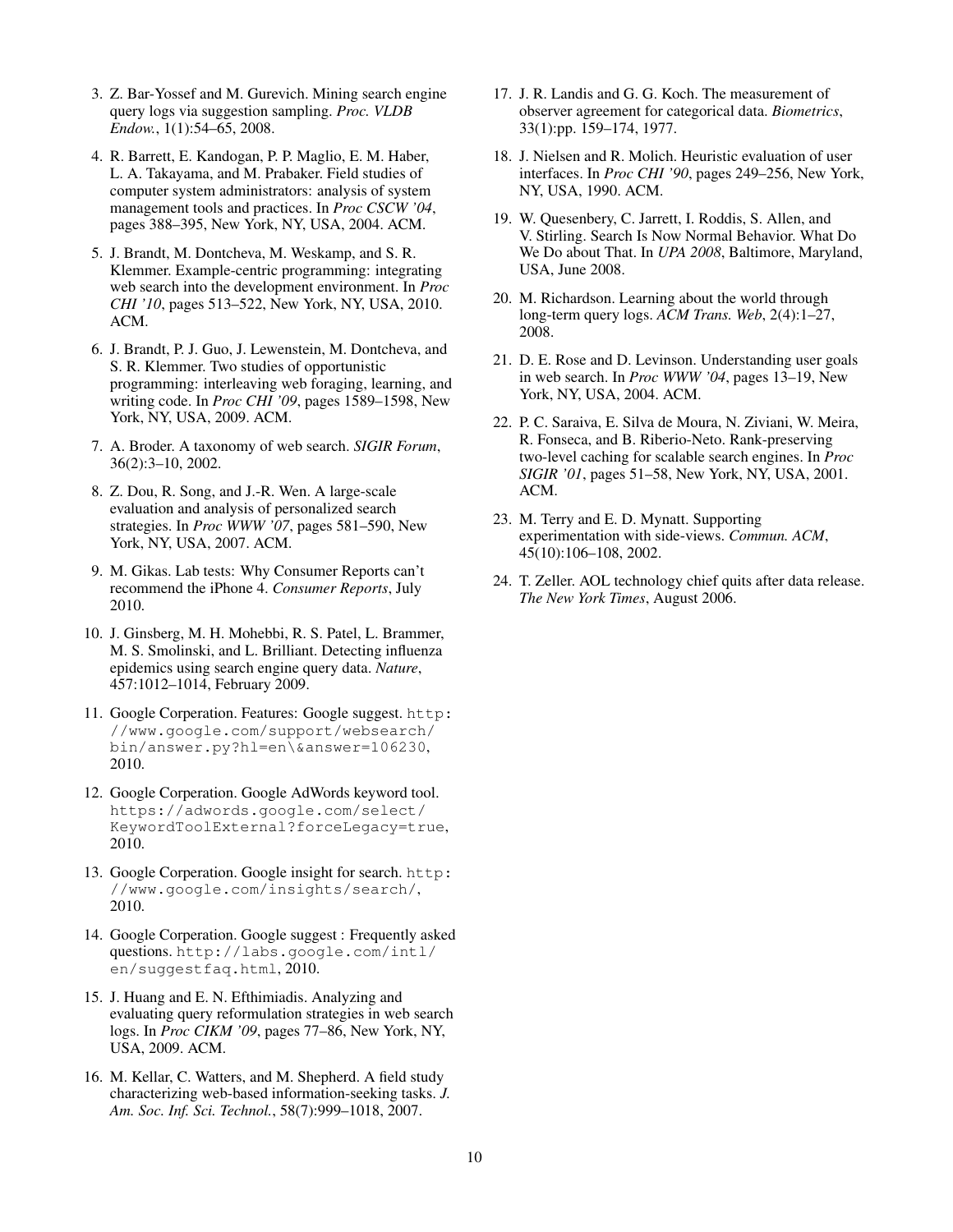3. Z. Bar-Yossef and M. Gurevich. Mining search engine query logs via suggestion sampling. *Proc. VLDB Endow.*, 1(1):54–65, 2008.

4. R. Barrett, E. Kandogan, P. P. Maglio, E. M. Haber, L. A. Takayama, and M. Prabaker. Field studies of computer system administrators: analysis of system management tools and practices. In *Proc CSCW '04*, pages 388–395, New York, NY, USA, 2004. ACM.

5. J. Brandt, M. Dontcheva, M. Weskamp, and S. R. Klemmer. Example-centric programming: integrating web search into the development environment. In *Proc CHI '10*, pages 513–522, New York, NY, USA, 2010. ACM.

6. J. Brandt, P. J. Guo, J. Lewenstein, M. Dontcheva, and S. R. Klemmer. Two studies of opportunistic programming: interleaving web foraging, learning, and writing code. In *Proc CHI '09*, pages 1589–1598, New York, NY, USA, 2009. ACM.

7. A. Broder. A taxonomy of web search. *SIGIR Forum*, 36(2):3–10, 2002.

8. Z. Dou, R. Song, and J.-R. Wen. A large-scale evaluation and analysis of personalized search strategies. In *Proc WWW '07*, pages 581–590, New York, NY, USA, 2007. ACM.

9. M. Gikas. Lab tests: Why Consumer Reports can't recommend the iPhone 4. *Consumer Reports*, July 2010.

10. J. Ginsberg, M. H. Mohebbi, R. S. Patel, L. Brammer, M. S. Smolinski, and L. Brilliant. Detecting influenza epidemics using search engine query data. *Nature*, 457:1012–1014, February 2009.

11. Google Corperation. Features: Google suggest. `http://www.google.com/support/websearch/bin/answer.py?hl=en\&answer=106230`, 2010.

12. Google Corperation. Google AdWords keyword tool. `https://adwords.google.com/select/KeywordToolExternal?forceLegacy=true`, 2010.

13. Google Corperation. Google insight for search. `http://www.google.com/insights/search/`, 2010.

14. Google Corperation. Google suggest : Frequently asked questions. `http://labs.google.com/intl/en/suggestfaq.html`, 2010.

15. J. Huang and E. N. Efthimiadis. Analyzing and evaluating query reformulation strategies in web search logs. In *Proc CIKM '09*, pages 77–86, New York, NY, USA, 2009. ACM.

16. M. Kellar, C. Watters, and M. Shepherd. A field study characterizing web-based information-seeking tasks. *J. Am. Soc. Inf. Sci. Technol.*, 58(7):999–1018, 2007.

17. J. R. Landis and G. G. Koch. The measurement of observer agreement for categorical data. *Biometrics*, 33(1):pp. 159–174, 1977.

18. J. Nielsen and R. Molich. Heuristic evaluation of user interfaces. In *Proc CHI '90*, pages 249–256, New York, NY, USA, 1990. ACM.

19. W. Quesenbery, C. Jarrett, I. Roddis, S. Allen, and V. Stirling. Search Is Now Normal Behavior. What Do We Do about That. In *UPA 2008*, Baltimore, Maryland, USA, June 2008.

20. M. Richardson. Learning about the world through long-term query logs. *ACM Trans. Web*, 2(4):1–27, 2008.

21. D. E. Rose and D. Levinson. Understanding user goals in web search. In *Proc WWW '04*, pages 13–19, New York, NY, USA, 2004. ACM.

22. P. C. Saraiva, E. Silva de Moura, N. Ziviani, W. Meira, R. Fonseca, and B. Riberio-Neto. Rank-preserving two-level caching for scalable search engines. In *Proc SIGIR '01*, pages 51–58, New York, NY, USA, 2001. ACM.

23. M. Terry and E. D. Mynatt. Supporting experimentation with side-views. *Commun. ACM*, 45(10):106–108, 2002.

24. T. Zeller. AOL technology chief quits after data release. *The New York Times*, August 2006.